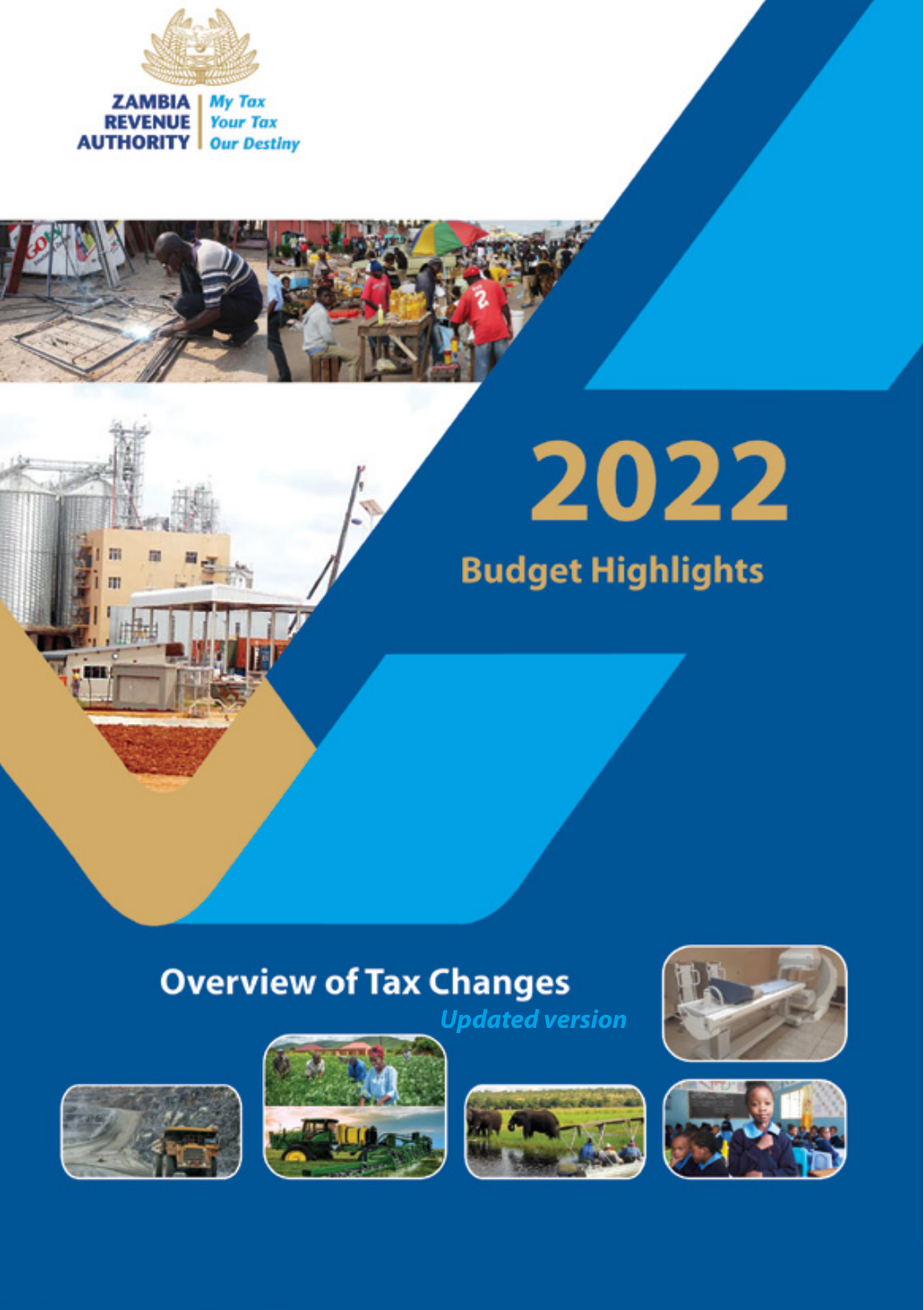ZAMBIA REVENUE AUTHORITY

*My Tax Your Tax Our Destiny*

# 2022

## Budget Highlights

## Overview of Tax Changes

*Updated version*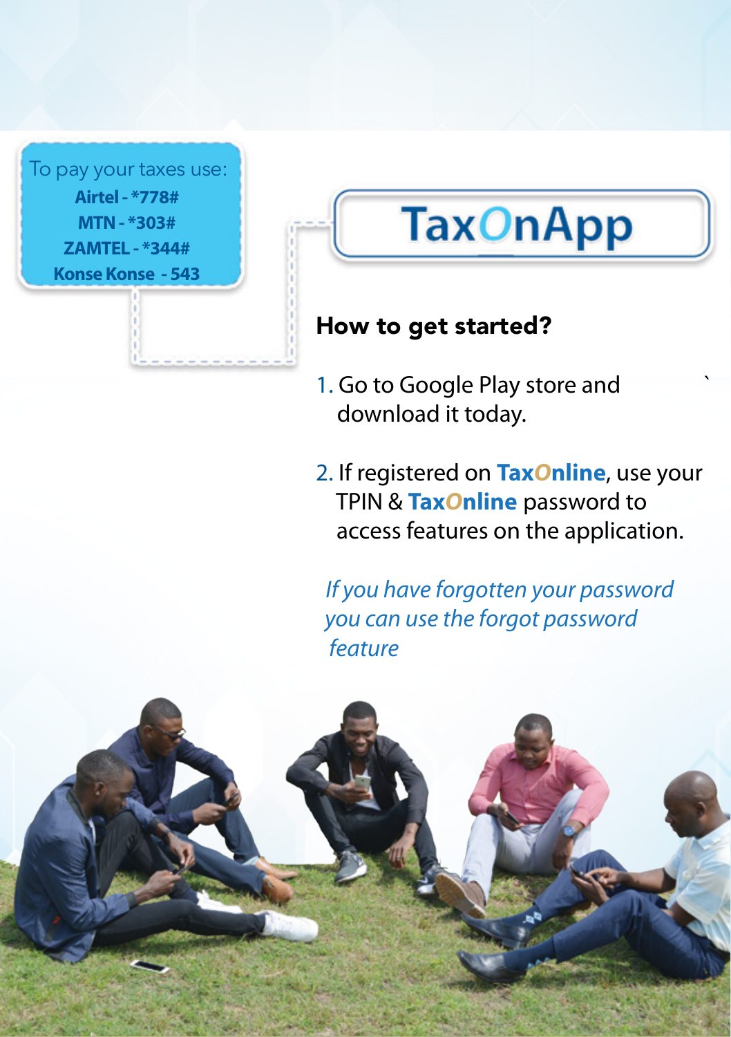To pay your taxes use:

**Airtel - *778#**

**MTN - *303#**

**ZAMTEL - *344#**

**Konse Konse - 543**

# TaxOnApp

## How to get started?

1. Go to Google Play store and download it today.

2. If registered on **TaxOnline**, use your TPIN & **TaxOnline** password to access features on the application.

*If you have forgotten your password you can use the forgot password feature*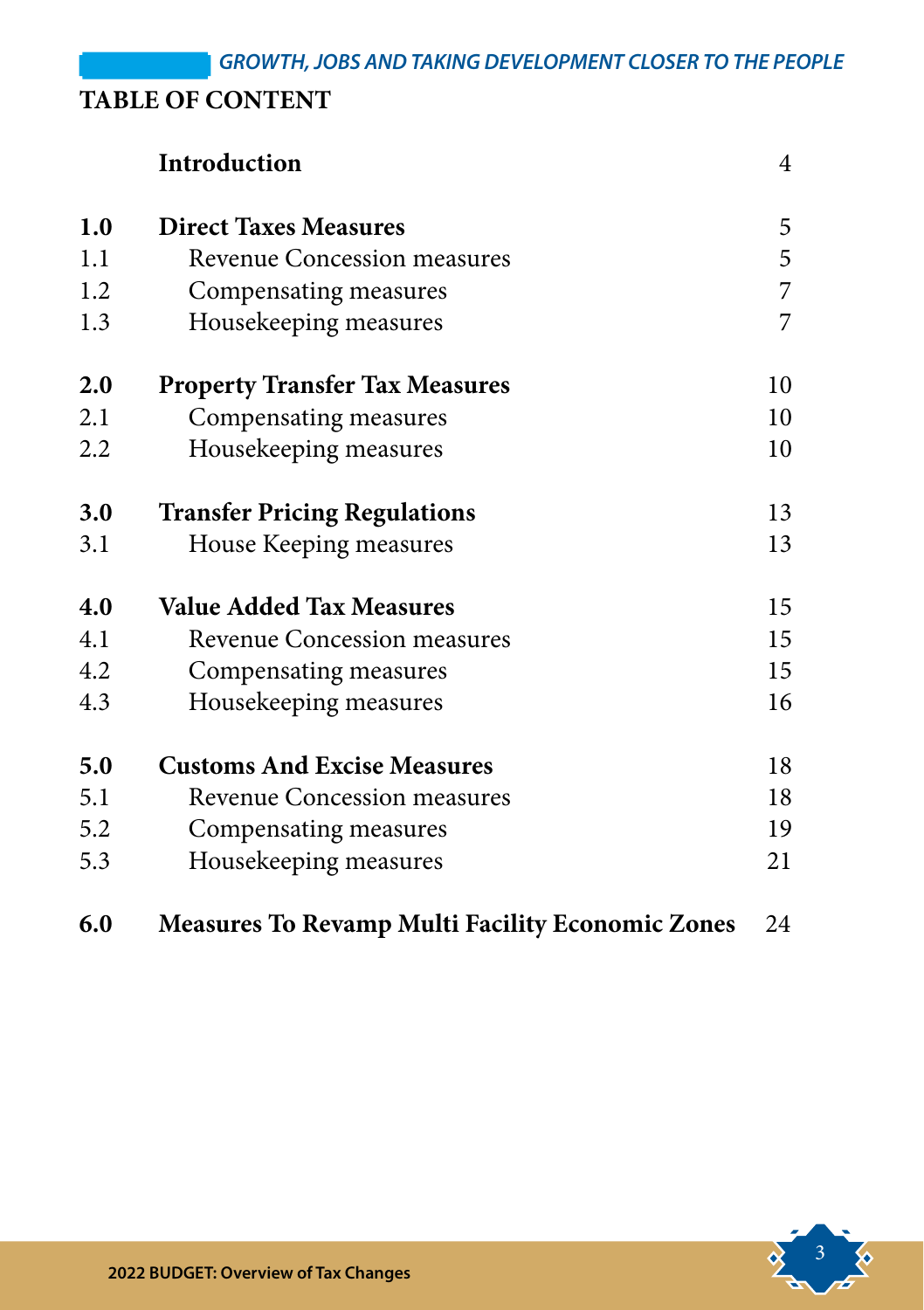# TABLE OF CONTENT

| | | |
|---|---|---|
| | **Introduction** | 4 |
| **1.0** | **Direct Taxes Measures** | 5 |
| 1.1 | Revenue Concession measures | 5 |
| 1.2 | Compensating measures | 7 |
| 1.3 | Housekeeping measures | 7 |
| **2.0** | **Property Transfer Tax Measures** | 10 |
| 2.1 | Compensating measures | 10 |
| 2.2 | Housekeeping measures | 10 |
| **3.0** | **Transfer Pricing Regulations** | 13 |
| 3.1 | House Keeping measures | 13 |
| **4.0** | **Value Added Tax Measures** | 15 |
| 4.1 | Revenue Concession measures | 15 |
| 4.2 | Compensating measures | 15 |
| 4.3 | Housekeeping measures | 16 |
| **5.0** | **Customs And Excise Measures** | 18 |
| 5.1 | Revenue Concession measures | 18 |
| 5.2 | Compensating measures | 19 |
| 5.3 | Housekeeping measures | 21 |
| **6.0** | **Measures To Revamp Multi Facility Economic Zones** | 24 |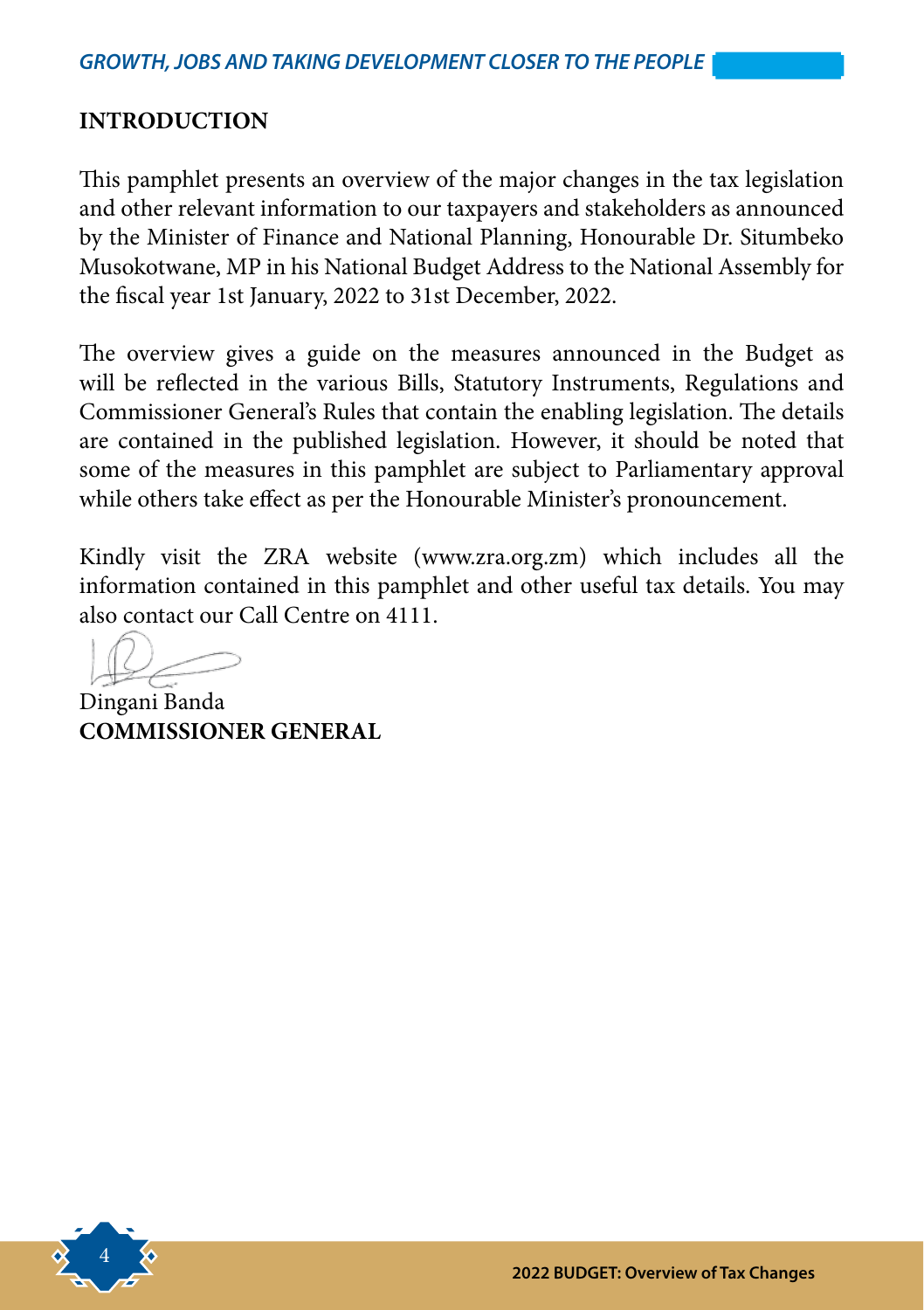## INTRODUCTION

This pamphlet presents an overview of the major changes in the tax legislation and other relevant information to our taxpayers and stakeholders as announced by the Minister of Finance and National Planning, Honourable Dr. Situmbeko Musokotwane, MP in his National Budget Address to the National Assembly for the fiscal year 1st January, 2022 to 31st December, 2022.

The overview gives a guide on the measures announced in the Budget as will be reflected in the various Bills, Statutory Instruments, Regulations and Commissioner General's Rules that contain the enabling legislation. The details are contained in the published legislation. However, it should be noted that some of the measures in this pamphlet are subject to Parliamentary approval while others take effect as per the Honourable Minister's pronouncement.

Kindly visit the ZRA website (www.zra.org.zm) which includes all the information contained in this pamphlet and other useful tax details. You may also contact our Call Centre on 4111.

Dingani Banda
**COMMISSIONER GENERAL**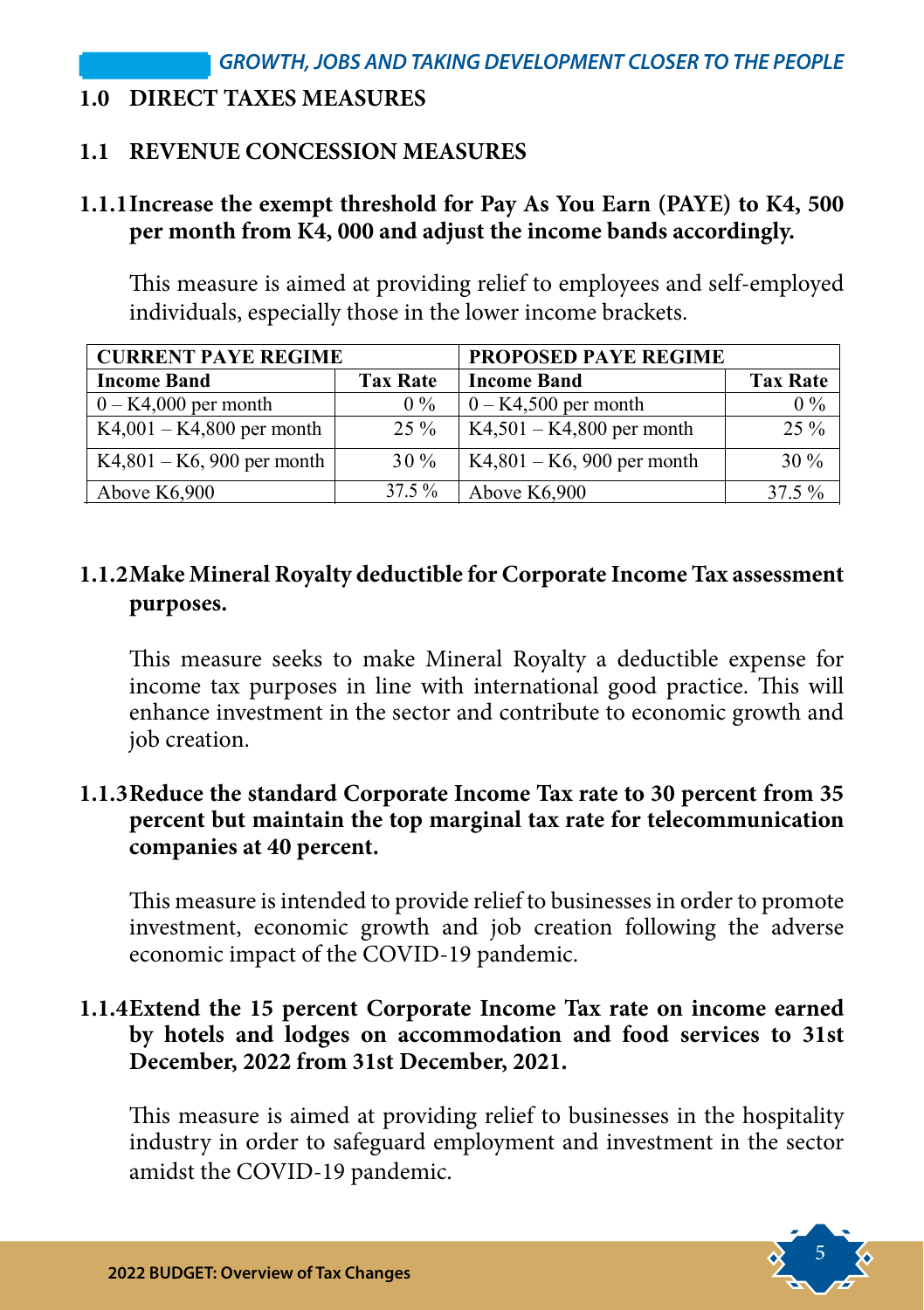# 1.0 DIRECT TAXES MEASURES

## 1.1 REVENUE CONCESSION MEASURES

### 1.1.1 Increase the exempt threshold for Pay As You Earn (PAYE) to K4, 500 per month from K4, 000 and adjust the income bands accordingly.

This measure is aimed at providing relief to employees and self-employed individuals, especially those in the lower income brackets.

| CURRENT PAYE REGIME | | PROPOSED PAYE REGIME | |
|---|---|---|---|
| **Income Band** | **Tax Rate** | **Income Band** | **Tax Rate** |
| 0 – K4,000 per month | 0 % | 0 – K4,500 per month | 0 % |
| K4,001 – K4,800 per month | 25 % | K4,501 – K4,800 per month | 25 % |
| K4,801 – K6, 900 per month | 30 % | K4,801 – K6, 900 per month | 30 % |
| Above K6,900 | 37.5 % | Above K6,900 | 37.5 % |

### 1.1.2 Make Mineral Royalty deductible for Corporate Income Tax assessment purposes.

This measure seeks to make Mineral Royalty a deductible expense for income tax purposes in line with international good practice. This will enhance investment in the sector and contribute to economic growth and job creation.

### 1.1.3 Reduce the standard Corporate Income Tax rate to 30 percent from 35 percent but maintain the top marginal tax rate for telecommunication companies at 40 percent.

This measure is intended to provide relief to businesses in order to promote investment, economic growth and job creation following the adverse economic impact of the COVID-19 pandemic.

### 1.1.4 Extend the 15 percent Corporate Income Tax rate on income earned by hotels and lodges on accommodation and food services to 31st December, 2022 from 31st December, 2021.

This measure is aimed at providing relief to businesses in the hospitality industry in order to safeguard employment and investment in the sector amidst the COVID-19 pandemic.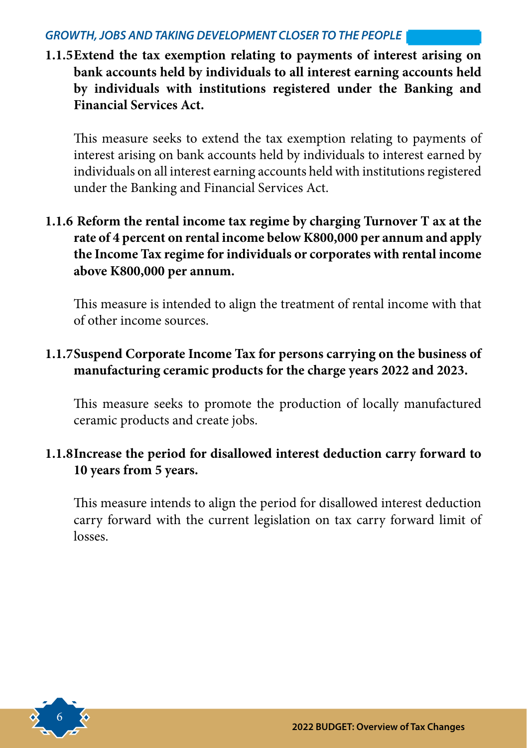**1.1.5 Extend the tax exemption relating to payments of interest arising on bank accounts held by individuals to all interest earning accounts held by individuals with institutions registered under the Banking and Financial Services Act.**

This measure seeks to extend the tax exemption relating to payments of interest arising on bank accounts held by individuals to interest earned by individuals on all interest earning accounts held with institutions registered under the Banking and Financial Services Act.

**1.1.6 Reform the rental income tax regime by charging Turnover T ax at the rate of 4 percent on rental income below K800,000 per annum and apply the Income Tax regime for individuals or corporates with rental income above K800,000 per annum.**

This measure is intended to align the treatment of rental income with that of other income sources.

**1.1.7 Suspend Corporate Income Tax for persons carrying on the business of manufacturing ceramic products for the charge years 2022 and 2023.**

This measure seeks to promote the production of locally manufactured ceramic products and create jobs.

**1.1.8 Increase the period for disallowed interest deduction carry forward to 10 years from 5 years.**

This measure intends to align the period for disallowed interest deduction carry forward with the current legislation on tax carry forward limit of losses.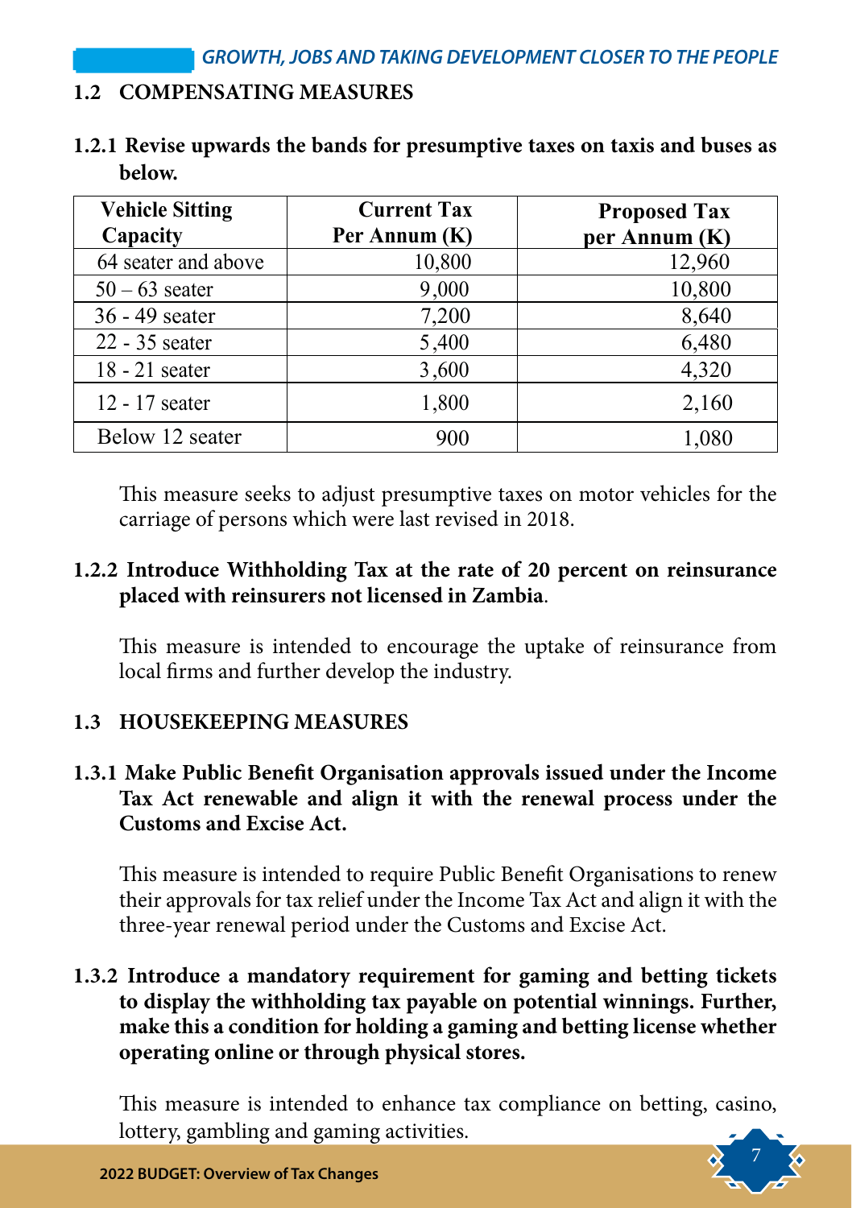## 1.2 COMPENSATING MEASURES

### 1.2.1 Revise upwards the bands for presumptive taxes on taxis and buses as below.

| Vehicle Sitting Capacity | Current Tax Per Annum (K) | Proposed Tax per Annum (K) |
|---|---|---|
| 64 seater and above | 10,800 | 12,960 |
| 50 – 63 seater | 9,000 | 10,800 |
| 36 - 49 seater | 7,200 | 8,640 |
| 22 - 35 seater | 5,400 | 6,480 |
| 18 - 21 seater | 3,600 | 4,320 |
| 12 - 17 seater | 1,800 | 2,160 |
| Below 12 seater | 900 | 1,080 |

This measure seeks to adjust presumptive taxes on motor vehicles for the carriage of persons which were last revised in 2018.

### 1.2.2 Introduce Withholding Tax at the rate of 20 percent on reinsurance placed with reinsurers not licensed in Zambia.

This measure is intended to encourage the uptake of reinsurance from local firms and further develop the industry.

## 1.3 HOUSEKEEPING MEASURES

### 1.3.1 Make Public Benefit Organisation approvals issued under the Income Tax Act renewable and align it with the renewal process under the Customs and Excise Act.

This measure is intended to require Public Benefit Organisations to renew their approvals for tax relief under the Income Tax Act and align it with the three-year renewal period under the Customs and Excise Act.

### 1.3.2 Introduce a mandatory requirement for gaming and betting tickets to display the withholding tax payable on potential winnings. Further, make this a condition for holding a gaming and betting license whether operating online or through physical stores.

This measure is intended to enhance tax compliance on betting, casino, lottery, gambling and gaming activities.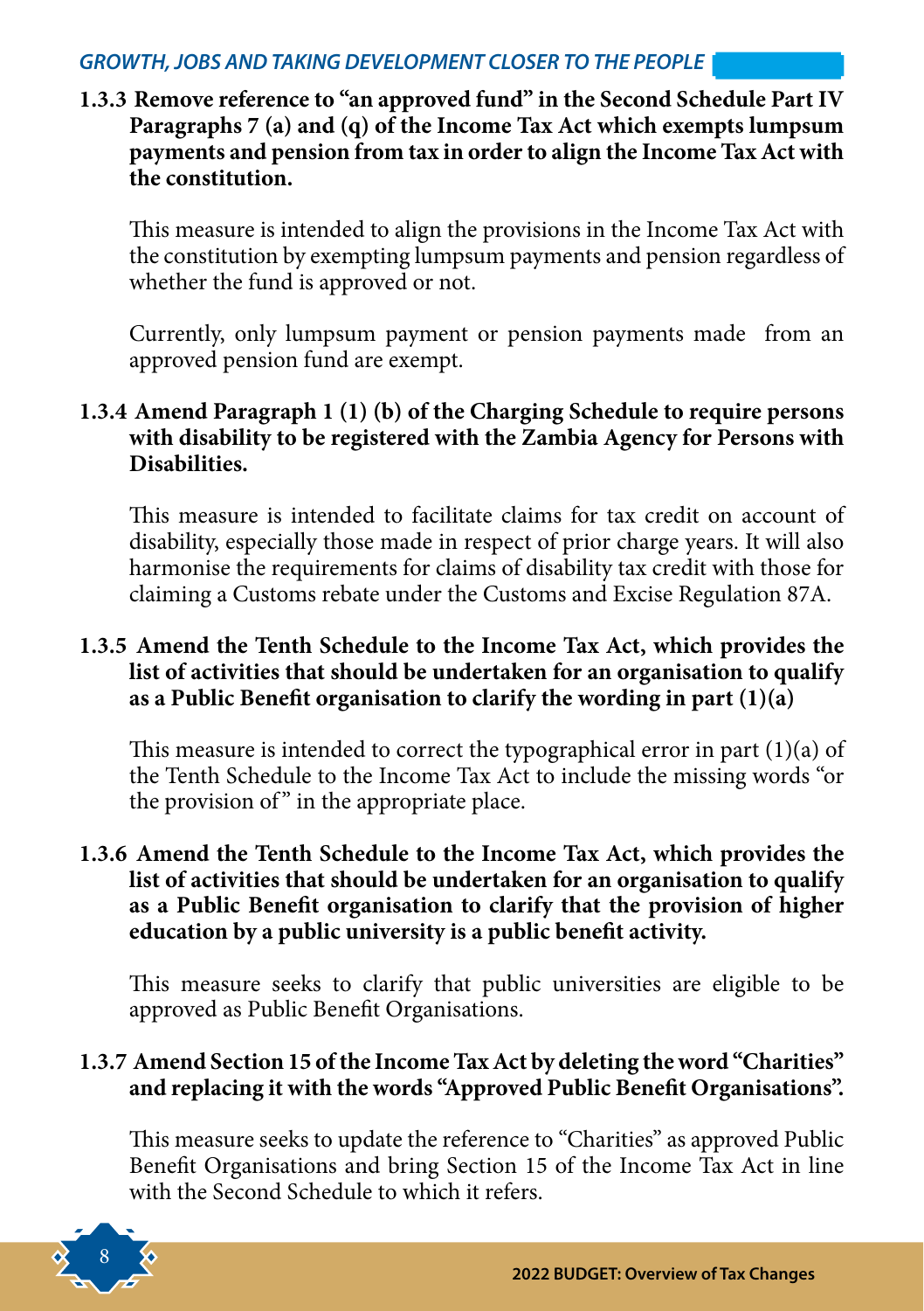### 1.3.3 Remove reference to "an approved fund" in the Second Schedule Part IV Paragraphs 7 (a) and (q) of the Income Tax Act which exempts lumpsum payments and pension from tax in order to align the Income Tax Act with the constitution.

This measure is intended to align the provisions in the Income Tax Act with the constitution by exempting lumpsum payments and pension regardless of whether the fund is approved or not.

Currently, only lumpsum payment or pension payments made from an approved pension fund are exempt.

### 1.3.4 Amend Paragraph 1 (1) (b) of the Charging Schedule to require persons with disability to be registered with the Zambia Agency for Persons with Disabilities.

This measure is intended to facilitate claims for tax credit on account of disability, especially those made in respect of prior charge years. It will also harmonise the requirements for claims of disability tax credit with those for claiming a Customs rebate under the Customs and Excise Regulation 87A.

### 1.3.5 Amend the Tenth Schedule to the Income Tax Act, which provides the list of activities that should be undertaken for an organisation to qualify as a Public Benefit organisation to clarify the wording in part (1)(a)

This measure is intended to correct the typographical error in part (1)(a) of the Tenth Schedule to the Income Tax Act to include the missing words "or the provision of" in the appropriate place.

### 1.3.6 Amend the Tenth Schedule to the Income Tax Act, which provides the list of activities that should be undertaken for an organisation to qualify as a Public Benefit organisation to clarify that the provision of higher education by a public university is a public benefit activity.

This measure seeks to clarify that public universities are eligible to be approved as Public Benefit Organisations.

### 1.3.7 Amend Section 15 of the Income Tax Act by deleting the word "Charities" and replacing it with the words "Approved Public Benefit Organisations".

This measure seeks to update the reference to "Charities" as approved Public Benefit Organisations and bring Section 15 of the Income Tax Act in line with the Second Schedule to which it refers.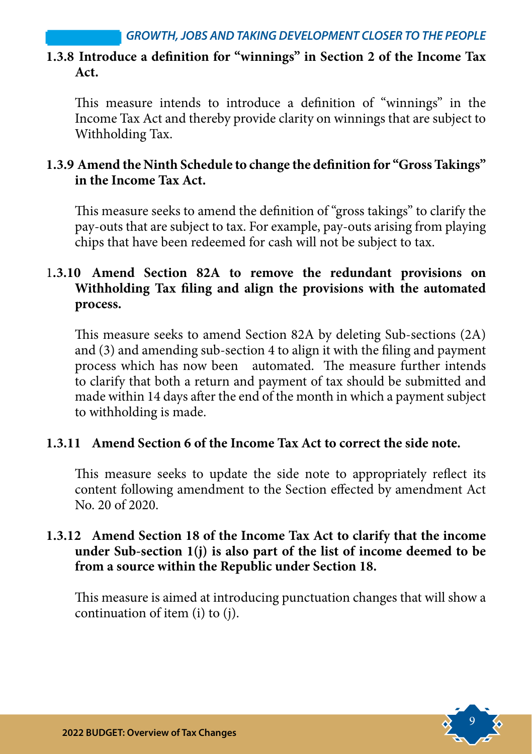### 1.3.8 Introduce a definition for "winnings" in Section 2 of the Income Tax Act.

This measure intends to introduce a definition of "winnings" in the Income Tax Act and thereby provide clarity on winnings that are subject to Withholding Tax.

### 1.3.9 Amend the Ninth Schedule to change the definition for "Gross Takings" in the Income Tax Act.

This measure seeks to amend the definition of "gross takings" to clarify the pay-outs that are subject to tax. For example, pay-outs arising from playing chips that have been redeemed for cash will not be subject to tax.

### 1.3.10 Amend Section 82A to remove the redundant provisions on Withholding Tax filing and align the provisions with the automated process.

This measure seeks to amend Section 82A by deleting Sub-sections (2A) and (3) and amending sub-section 4 to align it with the filing and payment process which has now been automated. The measure further intends to clarify that both a return and payment of tax should be submitted and made within 14 days after the end of the month in which a payment subject to withholding is made.

### 1.3.11 Amend Section 6 of the Income Tax Act to correct the side note.

This measure seeks to update the side note to appropriately reflect its content following amendment to the Section effected by amendment Act No. 20 of 2020.

### 1.3.12 Amend Section 18 of the Income Tax Act to clarify that the income under Sub-section 1(j) is also part of the list of income deemed to be from a source within the Republic under Section 18.

This measure is aimed at introducing punctuation changes that will show a continuation of item (i) to (j).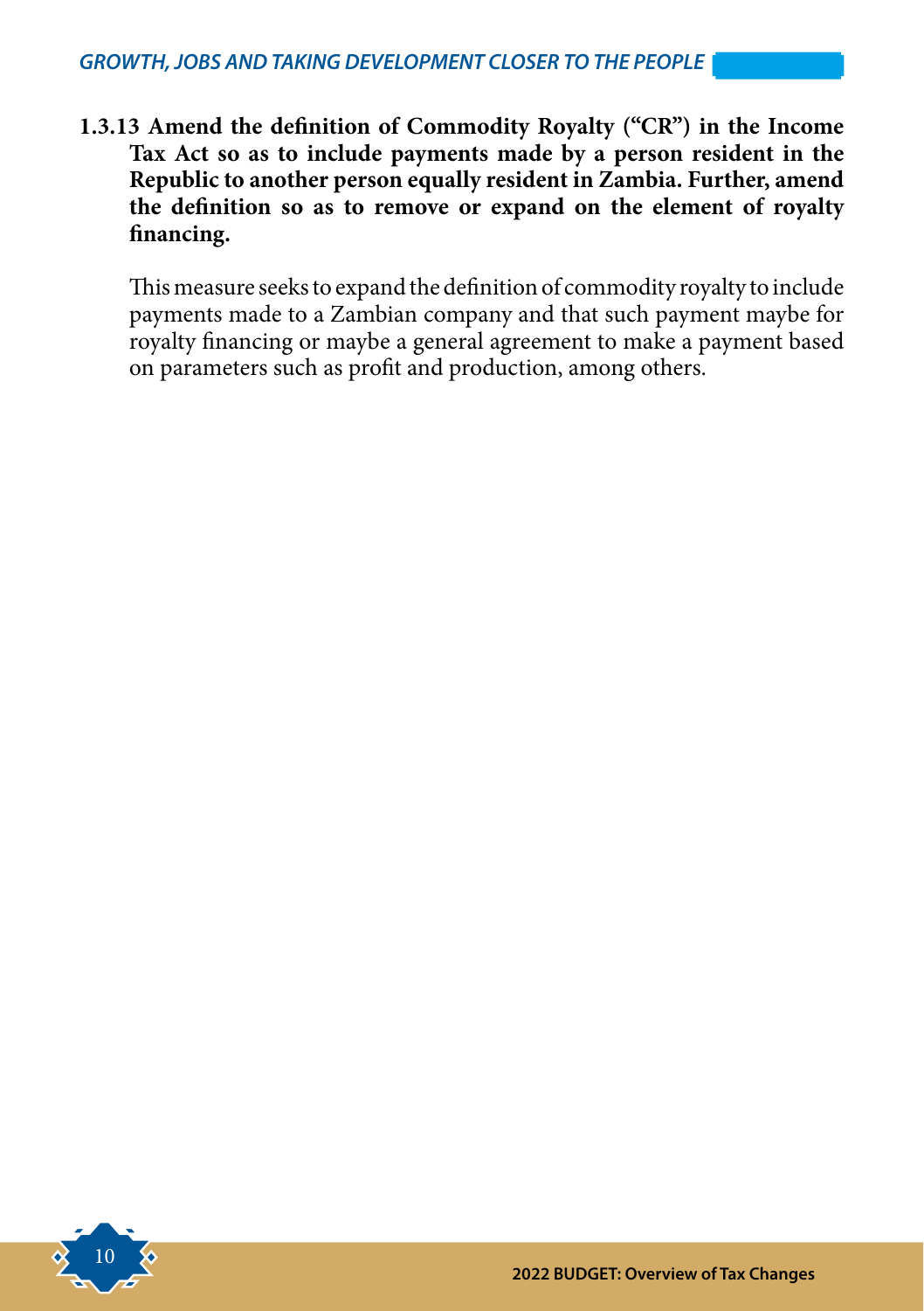**1.3.13 Amend the definition of Commodity Royalty ("CR") in the Income Tax Act so as to include payments made by a person resident in the Republic to another person equally resident in Zambia. Further, amend the definition so as to remove or expand on the element of royalty financing.**

This measure seeks to expand the definition of commodity royalty to include payments made to a Zambian company and that such payment maybe for royalty financing or maybe a general agreement to make a payment based on parameters such as profit and production, among others.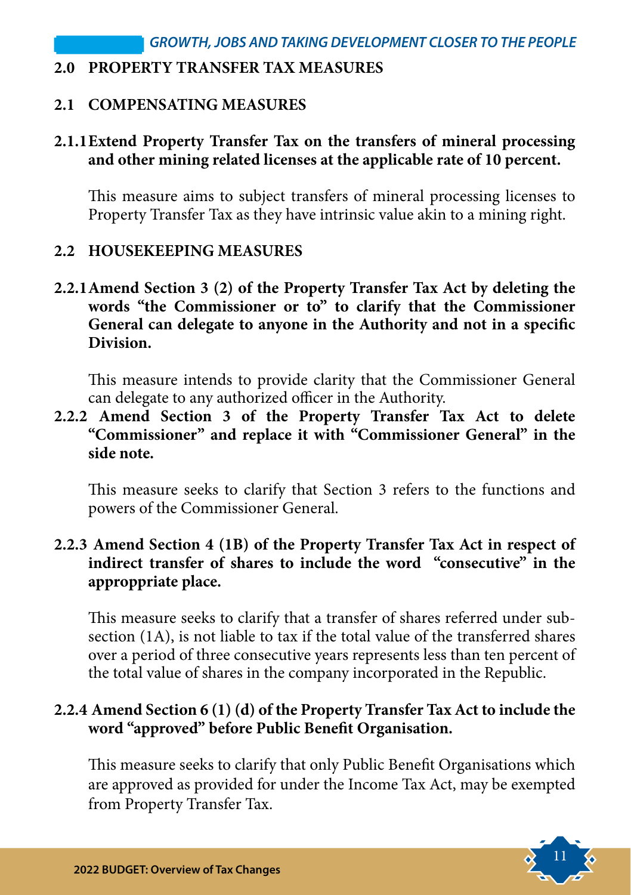## 2.0 PROPERTY TRANSFER TAX MEASURES

### 2.1 COMPENSATING MEASURES

**2.1.1 Extend Property Transfer Tax on the transfers of mineral processing and other mining related licenses at the applicable rate of 10 percent.**

This measure aims to subject transfers of mineral processing licenses to Property Transfer Tax as they have intrinsic value akin to a mining right.

### 2.2 HOUSEKEEPING MEASURES

**2.2.1 Amend Section 3 (2) of the Property Transfer Tax Act by deleting the words "the Commissioner or to" to clarify that the Commissioner General can delegate to anyone in the Authority and not in a specific Division.**

This measure intends to provide clarity that the Commissioner General can delegate to any authorized officer in the Authority.

**2.2.2 Amend Section 3 of the Property Transfer Tax Act to delete "Commissioner" and replace it with "Commissioner General" in the side note.**

This measure seeks to clarify that Section 3 refers to the functions and powers of the Commissioner General.

**2.2.3 Amend Section 4 (1B) of the Property Transfer Tax Act in respect of indirect transfer of shares to include the word "consecutive" in the approppriate place.**

This measure seeks to clarify that a transfer of shares referred under sub-section (1A), is not liable to tax if the total value of the transferred shares over a period of three consecutive years represents less than ten percent of the total value of shares in the company incorporated in the Republic.

**2.2.4 Amend Section 6 (1) (d) of the Property Transfer Tax Act to include the word "approved" before Public Benefit Organisation.**

This measure seeks to clarify that only Public Benefit Organisations which are approved as provided for under the Income Tax Act, may be exempted from Property Transfer Tax.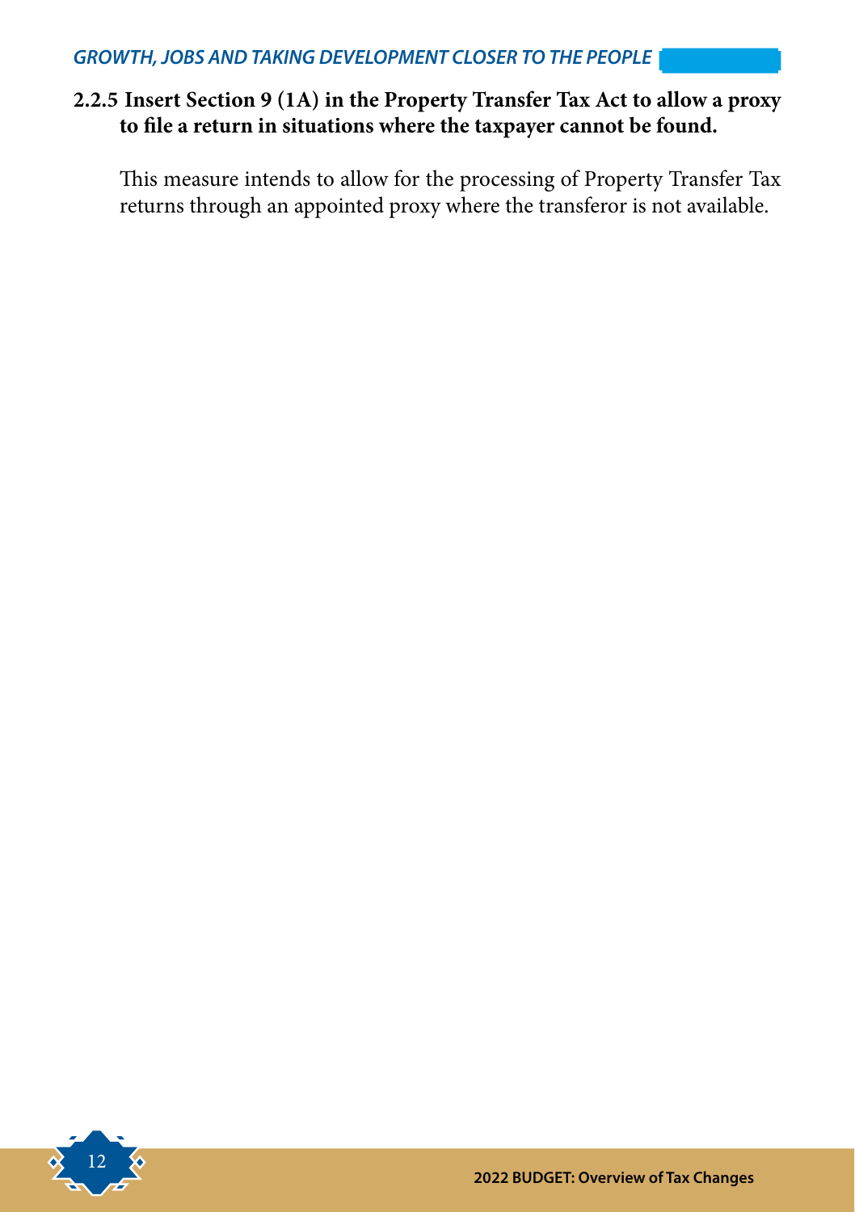### 2.2.5 Insert Section 9 (1A) in the Property Transfer Tax Act to allow a proxy to file a return in situations where the taxpayer cannot be found.

This measure intends to allow for the processing of Property Transfer Tax returns through an appointed proxy where the transferor is not available.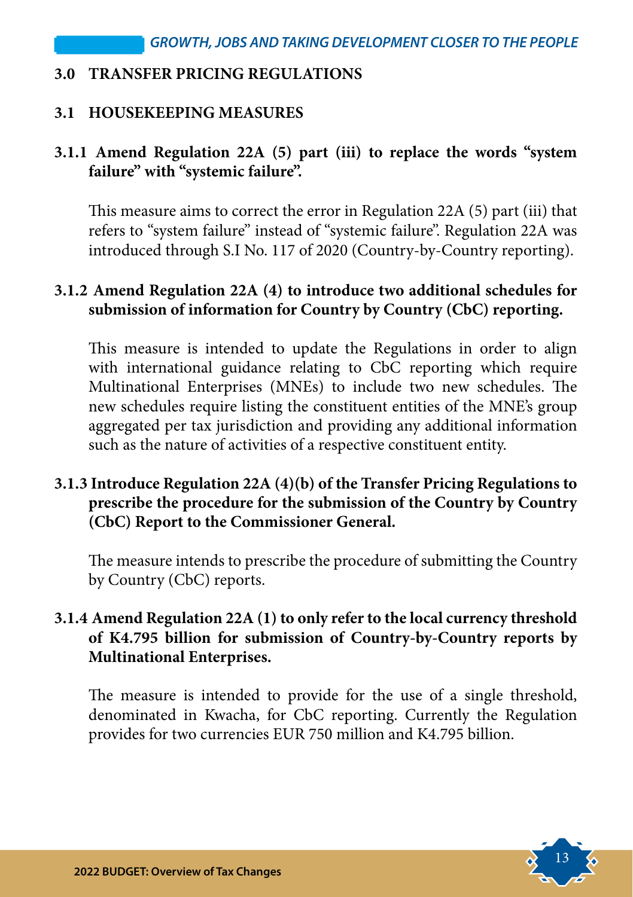## 3.0 TRANSFER PRICING REGULATIONS

### 3.1 HOUSEKEEPING MEASURES

#### 3.1.1 Amend Regulation 22A (5) part (iii) to replace the words "system failure" with "systemic failure".

This measure aims to correct the error in Regulation 22A (5) part (iii) that refers to "system failure" instead of "systemic failure". Regulation 22A was introduced through S.I No. 117 of 2020 (Country-by-Country reporting).

#### 3.1.2 Amend Regulation 22A (4) to introduce two additional schedules for submission of information for Country by Country (CbC) reporting.

This measure is intended to update the Regulations in order to align with international guidance relating to CbC reporting which require Multinational Enterprises (MNEs) to include two new schedules. The new schedules require listing the constituent entities of the MNE's group aggregated per tax jurisdiction and providing any additional information such as the nature of activities of a respective constituent entity.

#### 3.1.3 Introduce Regulation 22A (4)(b) of the Transfer Pricing Regulations to prescribe the procedure for the submission of the Country by Country (CbC) Report to the Commissioner General.

The measure intends to prescribe the procedure of submitting the Country by Country (CbC) reports.

#### 3.1.4 Amend Regulation 22A (1) to only refer to the local currency threshold of K4.795 billion for submission of Country-by-Country reports by Multinational Enterprises.

The measure is intended to provide for the use of a single threshold, denominated in Kwacha, for CbC reporting. Currently the Regulation provides for two currencies EUR 750 million and K4.795 billion.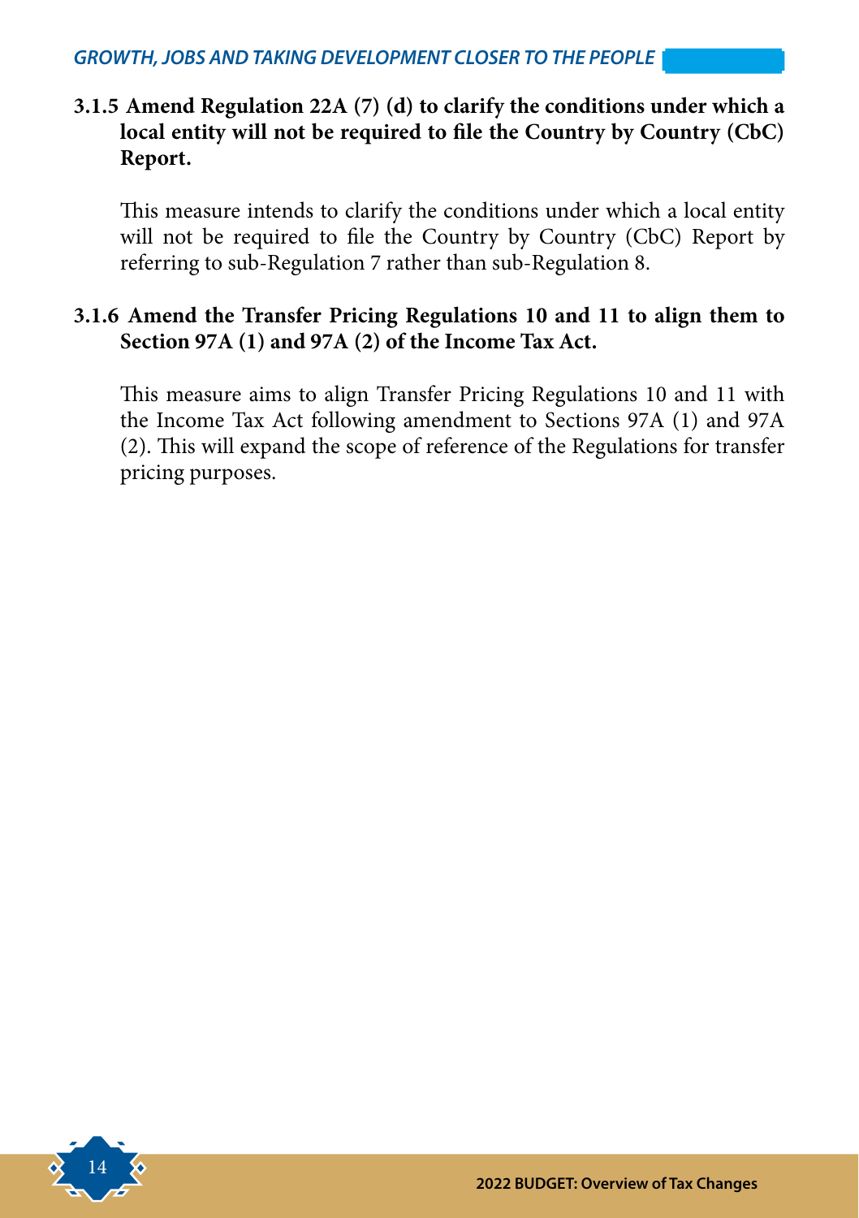**3.1.5 Amend Regulation 22A (7) (d) to clarify the conditions under which a local entity will not be required to file the Country by Country (CbC) Report.**

This measure intends to clarify the conditions under which a local entity will not be required to file the Country by Country (CbC) Report by referring to sub-Regulation 7 rather than sub-Regulation 8.

**3.1.6 Amend the Transfer Pricing Regulations 10 and 11 to align them to Section 97A (1) and 97A (2) of the Income Tax Act.**

This measure aims to align Transfer Pricing Regulations 10 and 11 with the Income Tax Act following amendment to Sections 97A (1) and 97A (2). This will expand the scope of reference of the Regulations for transfer pricing purposes.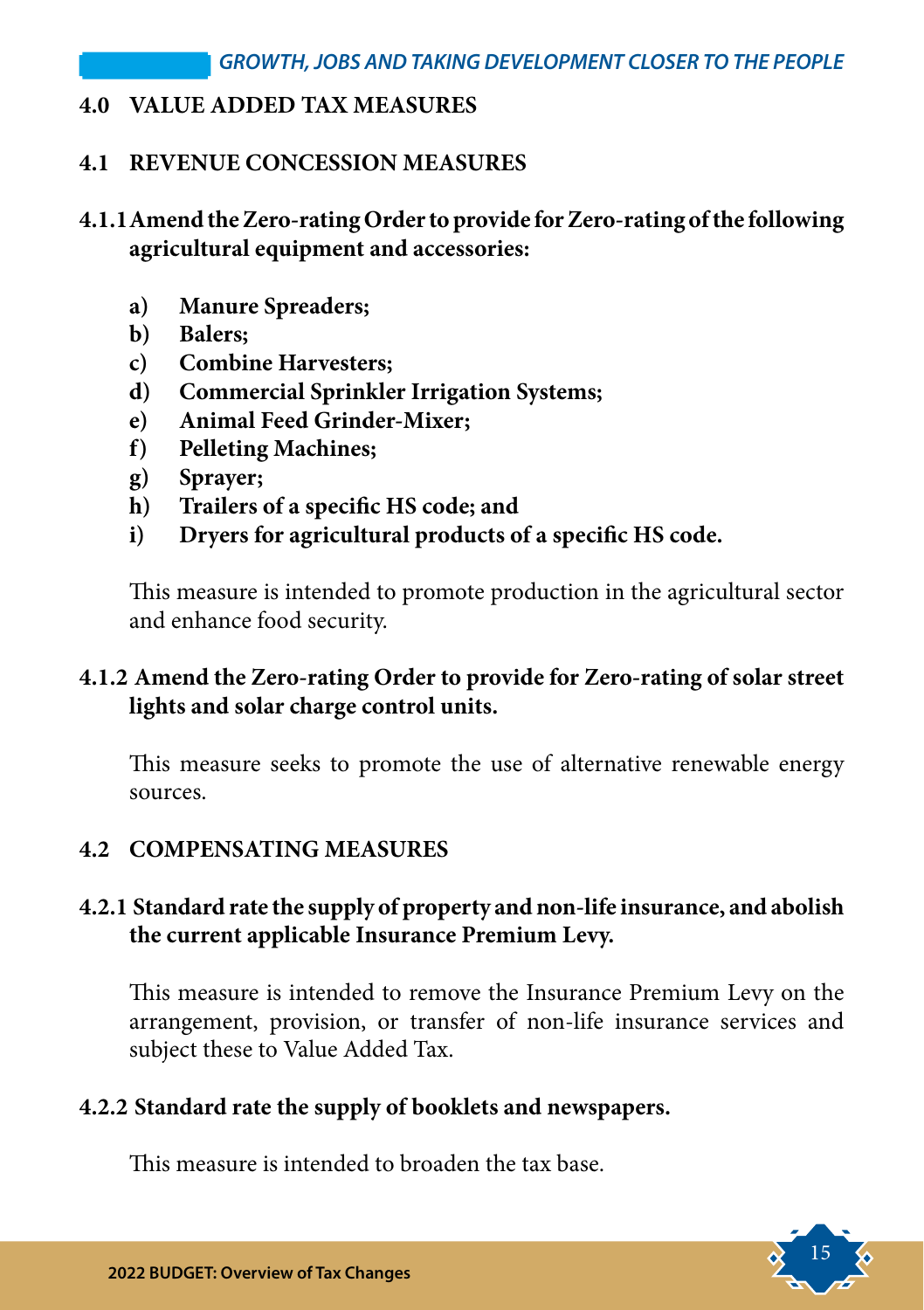## 4.0 VALUE ADDED TAX MEASURES

### 4.1 REVENUE CONCESSION MEASURES

**4.1.1 Amend the Zero-rating Order to provide for Zero-rating of the following agricultural equipment and accessories:**

- **a) Manure Spreaders;**
- **b) Balers;**
- **c) Combine Harvesters;**
- **d) Commercial Sprinkler Irrigation Systems;**
- **e) Animal Feed Grinder-Mixer;**
- **f) Pelleting Machines;**
- **g) Sprayer;**
- **h) Trailers of a specific HS code; and**
- **i) Dryers for agricultural products of a specific HS code.**

This measure is intended to promote production in the agricultural sector and enhance food security.

**4.1.2 Amend the Zero-rating Order to provide for Zero-rating of solar street lights and solar charge control units.**

This measure seeks to promote the use of alternative renewable energy sources.

### 4.2 COMPENSATING MEASURES

**4.2.1 Standard rate the supply of property and non-life insurance, and abolish the current applicable Insurance Premium Levy.**

This measure is intended to remove the Insurance Premium Levy on the arrangement, provision, or transfer of non-life insurance services and subject these to Value Added Tax.

**4.2.2 Standard rate the supply of booklets and newspapers.**

This measure is intended to broaden the tax base.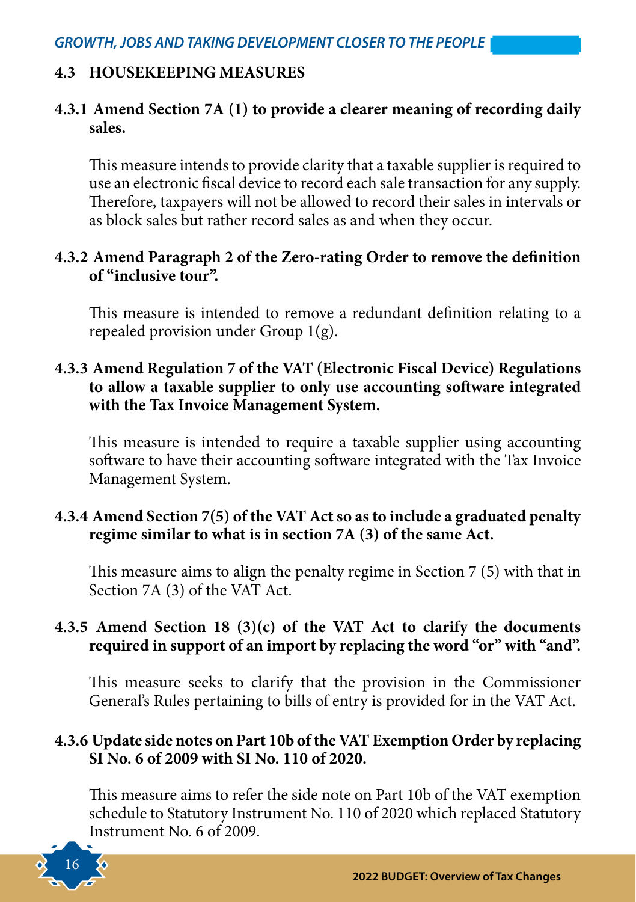## 4.3 HOUSEKEEPING MEASURES

### 4.3.1 Amend Section 7A (1) to provide a clearer meaning of recording daily sales.

This measure intends to provide clarity that a taxable supplier is required to use an electronic fiscal device to record each sale transaction for any supply. Therefore, taxpayers will not be allowed to record their sales in intervals or as block sales but rather record sales as and when they occur.

### 4.3.2 Amend Paragraph 2 of the Zero-rating Order to remove the definition of "inclusive tour".

This measure is intended to remove a redundant definition relating to a repealed provision under Group 1(g).

### 4.3.3 Amend Regulation 7 of the VAT (Electronic Fiscal Device) Regulations to allow a taxable supplier to only use accounting software integrated with the Tax Invoice Management System.

This measure is intended to require a taxable supplier using accounting software to have their accounting software integrated with the Tax Invoice Management System.

### 4.3.4 Amend Section 7(5) of the VAT Act so as to include a graduated penalty regime similar to what is in section 7A (3) of the same Act.

This measure aims to align the penalty regime in Section 7 (5) with that in Section 7A (3) of the VAT Act.

### 4.3.5 Amend Section 18 (3)(c) of the VAT Act to clarify the documents required in support of an import by replacing the word "or" with "and".

This measure seeks to clarify that the provision in the Commissioner General's Rules pertaining to bills of entry is provided for in the VAT Act.

### 4.3.6 Update side notes on Part 10b of the VAT Exemption Order by replacing SI No. 6 of 2009 with SI No. 110 of 2020.

This measure aims to refer the side note on Part 10b of the VAT exemption schedule to Statutory Instrument No. 110 of 2020 which replaced Statutory Instrument No. 6 of 2009.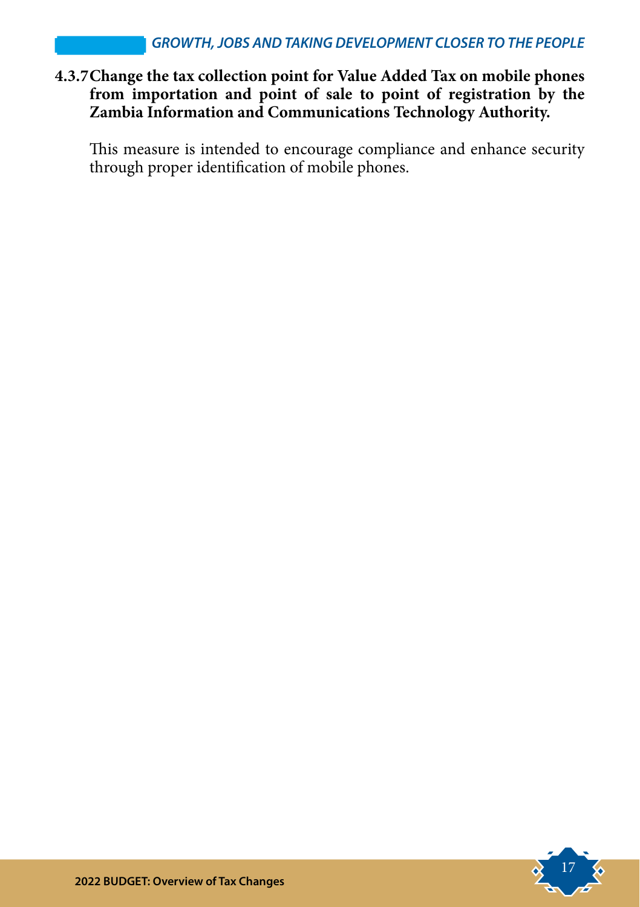**4.3.7 Change the tax collection point for Value Added Tax on mobile phones from importation and point of sale to point of registration by the Zambia Information and Communications Technology Authority.**

This measure is intended to encourage compliance and enhance security through proper identification of mobile phones.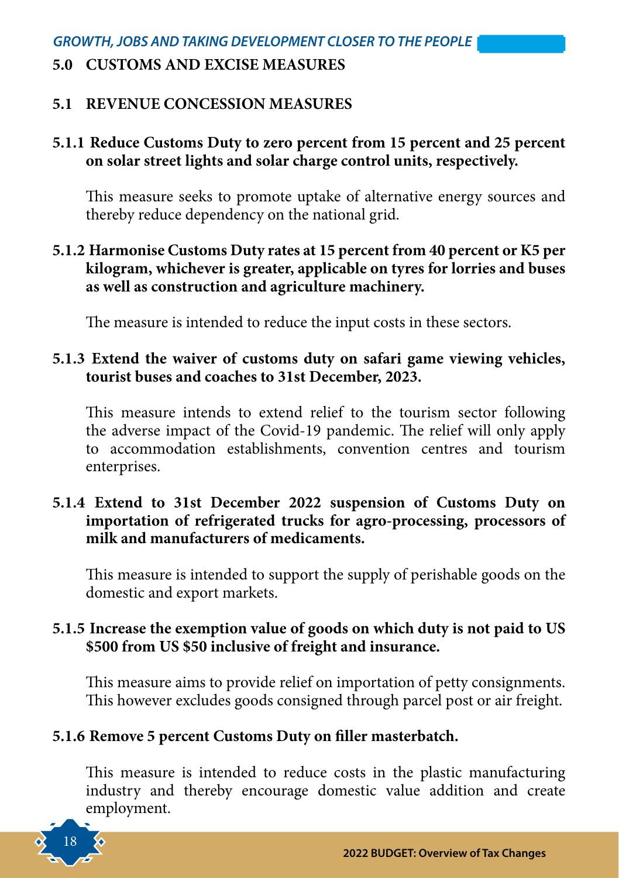## 5.0 CUSTOMS AND EXCISE MEASURES

### 5.1 REVENUE CONCESSION MEASURES

**5.1.1 Reduce Customs Duty to zero percent from 15 percent and 25 percent on solar street lights and solar charge control units, respectively.**

This measure seeks to promote uptake of alternative energy sources and thereby reduce dependency on the national grid.

**5.1.2 Harmonise Customs Duty rates at 15 percent from 40 percent or K5 per kilogram, whichever is greater, applicable on tyres for lorries and buses as well as construction and agriculture machinery.**

The measure is intended to reduce the input costs in these sectors.

**5.1.3 Extend the waiver of customs duty on safari game viewing vehicles, tourist buses and coaches to 31st December, 2023.**

This measure intends to extend relief to the tourism sector following the adverse impact of the Covid-19 pandemic. The relief will only apply to accommodation establishments, convention centres and tourism enterprises.

**5.1.4 Extend to 31st December 2022 suspension of Customs Duty on importation of refrigerated trucks for agro-processing, processors of milk and manufacturers of medicaments.**

This measure is intended to support the supply of perishable goods on the domestic and export markets.

**5.1.5 Increase the exemption value of goods on which duty is not paid to US $500 from US $50 inclusive of freight and insurance.**

This measure aims to provide relief on importation of petty consignments. This however excludes goods consigned through parcel post or air freight.

**5.1.6 Remove 5 percent Customs Duty on filler masterbatch.**

This measure is intended to reduce costs in the plastic manufacturing industry and thereby encourage domestic value addition and create employment.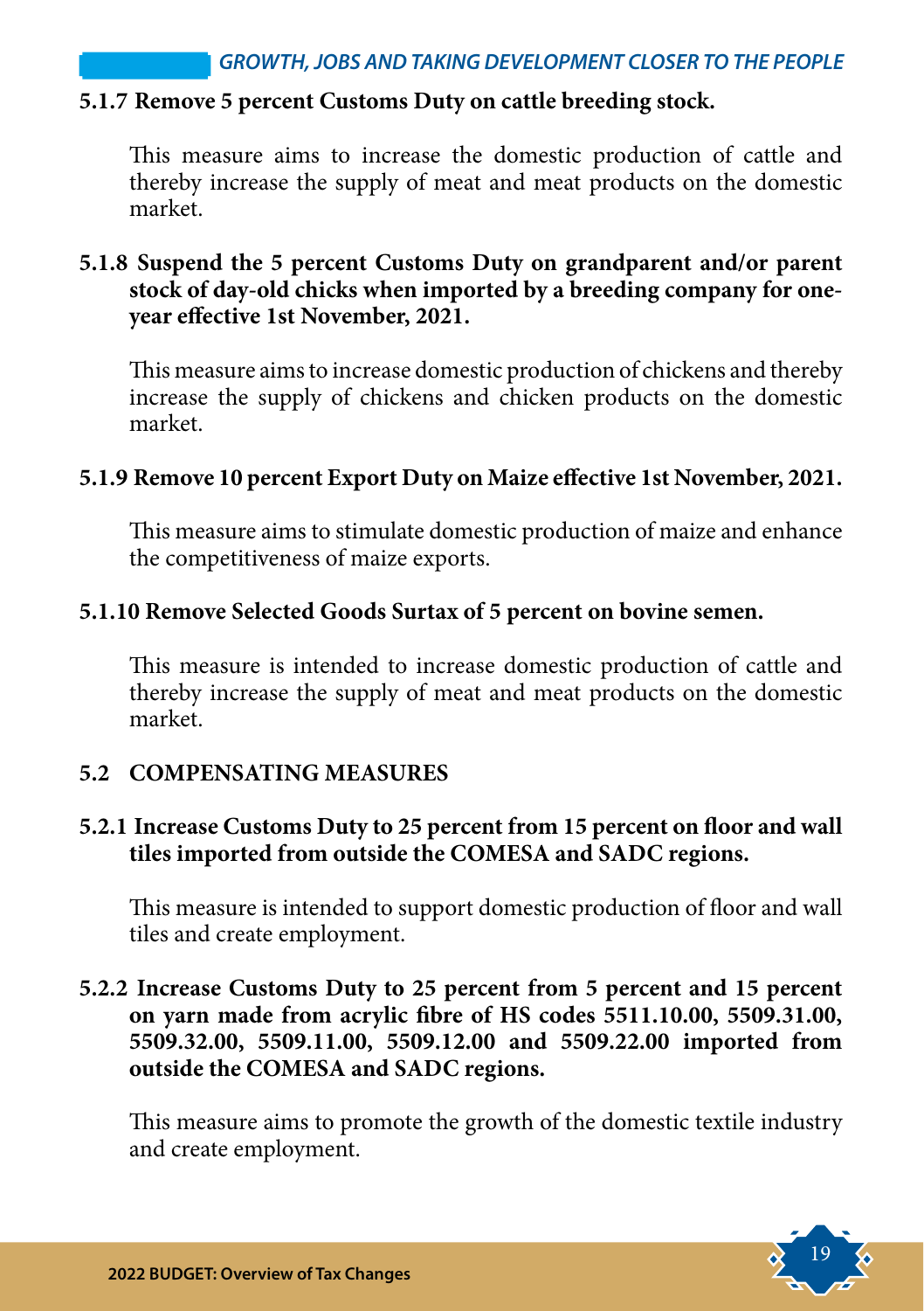**5.1.7 Remove 5 percent Customs Duty on cattle breeding stock.**

This measure aims to increase the domestic production of cattle and thereby increase the supply of meat and meat products on the domestic market.

**5.1.8 Suspend the 5 percent Customs Duty on grandparent and/or parent stock of day-old chicks when imported by a breeding company for one-year effective 1st November, 2021.**

This measure aims to increase domestic production of chickens and thereby increase the supply of chickens and chicken products on the domestic market.

**5.1.9 Remove 10 percent Export Duty on Maize effective 1st November, 2021.**

This measure aims to stimulate domestic production of maize and enhance the competitiveness of maize exports.

**5.1.10 Remove Selected Goods Surtax of 5 percent on bovine semen.**

This measure is intended to increase domestic production of cattle and thereby increase the supply of meat and meat products on the domestic market.

## 5.2 COMPENSATING MEASURES

**5.2.1 Increase Customs Duty to 25 percent from 15 percent on floor and wall tiles imported from outside the COMESA and SADC regions.**

This measure is intended to support domestic production of floor and wall tiles and create employment.

**5.2.2 Increase Customs Duty to 25 percent from 5 percent and 15 percent on yarn made from acrylic fibre of HS codes 5511.10.00, 5509.31.00, 5509.32.00, 5509.11.00, 5509.12.00 and 5509.22.00 imported from outside the COMESA and SADC regions.**

This measure aims to promote the growth of the domestic textile industry and create employment.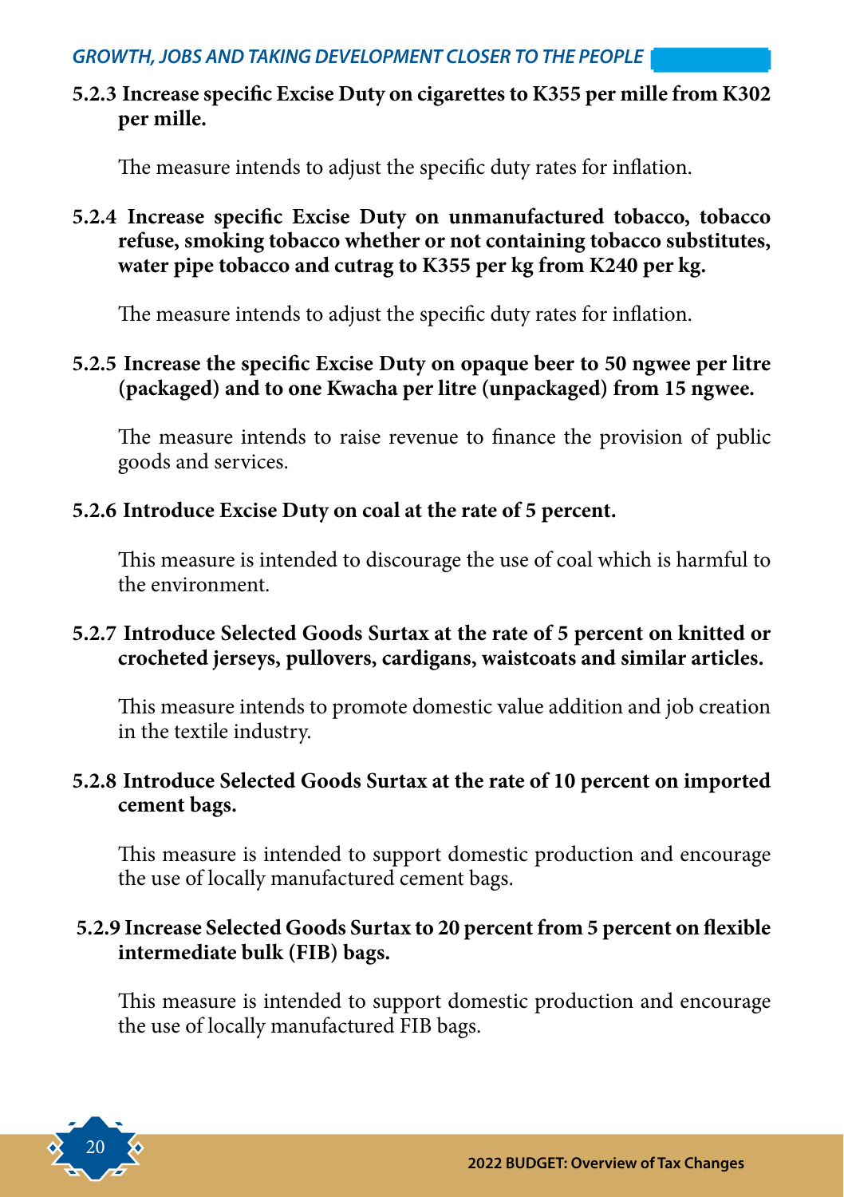**5.2.3 Increase specific Excise Duty on cigarettes to K355 per mille from K302 per mille.**

The measure intends to adjust the specific duty rates for inflation.

**5.2.4 Increase specific Excise Duty on unmanufactured tobacco, tobacco refuse, smoking tobacco whether or not containing tobacco substitutes, water pipe tobacco and cutrag to K355 per kg from K240 per kg.**

The measure intends to adjust the specific duty rates for inflation.

**5.2.5 Increase the specific Excise Duty on opaque beer to 50 ngwee per litre (packaged) and to one Kwacha per litre (unpackaged) from 15 ngwee.**

The measure intends to raise revenue to finance the provision of public goods and services.

**5.2.6 Introduce Excise Duty on coal at the rate of 5 percent.**

This measure is intended to discourage the use of coal which is harmful to the environment.

**5.2.7 Introduce Selected Goods Surtax at the rate of 5 percent on knitted or crocheted jerseys, pullovers, cardigans, waistcoats and similar articles.**

This measure intends to promote domestic value addition and job creation in the textile industry.

**5.2.8 Introduce Selected Goods Surtax at the rate of 10 percent on imported cement bags.**

This measure is intended to support domestic production and encourage the use of locally manufactured cement bags.

**5.2.9 Increase Selected Goods Surtax to 20 percent from 5 percent on flexible intermediate bulk (FIB) bags.**

This measure is intended to support domestic production and encourage the use of locally manufactured FIB bags.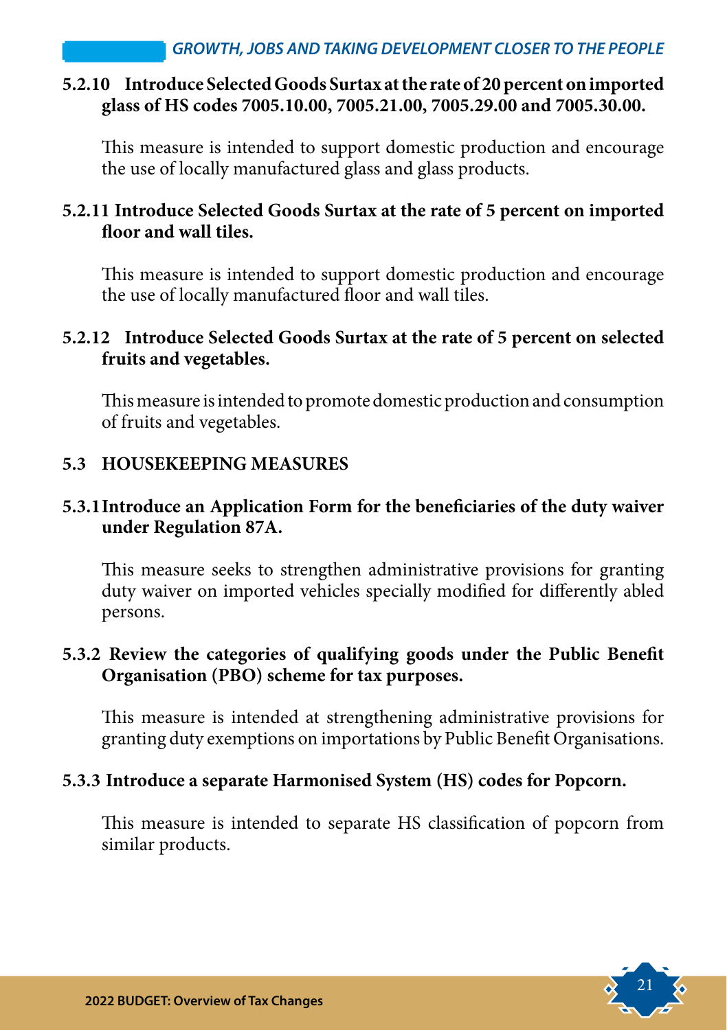#### 5.2.10 Introduce Selected Goods Surtax at the rate of 20 percent on imported glass of HS codes 7005.10.00, 7005.21.00, 7005.29.00 and 7005.30.00.

This measure is intended to support domestic production and encourage the use of locally manufactured glass and glass products.

#### 5.2.11 Introduce Selected Goods Surtax at the rate of 5 percent on imported floor and wall tiles.

This measure is intended to support domestic production and encourage the use of locally manufactured floor and wall tiles.

#### 5.2.12 Introduce Selected Goods Surtax at the rate of 5 percent on selected fruits and vegetables.

This measure is intended to promote domestic production and consumption of fruits and vegetables.

### 5.3 HOUSEKEEPING MEASURES

#### 5.3.1 Introduce an Application Form for the beneficiaries of the duty waiver under Regulation 87A.

This measure seeks to strengthen administrative provisions for granting duty waiver on imported vehicles specially modified for differently abled persons.

#### 5.3.2 Review the categories of qualifying goods under the Public Benefit Organisation (PBO) scheme for tax purposes.

This measure is intended at strengthening administrative provisions for granting duty exemptions on importations by Public Benefit Organisations.

#### 5.3.3 Introduce a separate Harmonised System (HS) codes for Popcorn.

This measure is intended to separate HS classification of popcorn from similar products.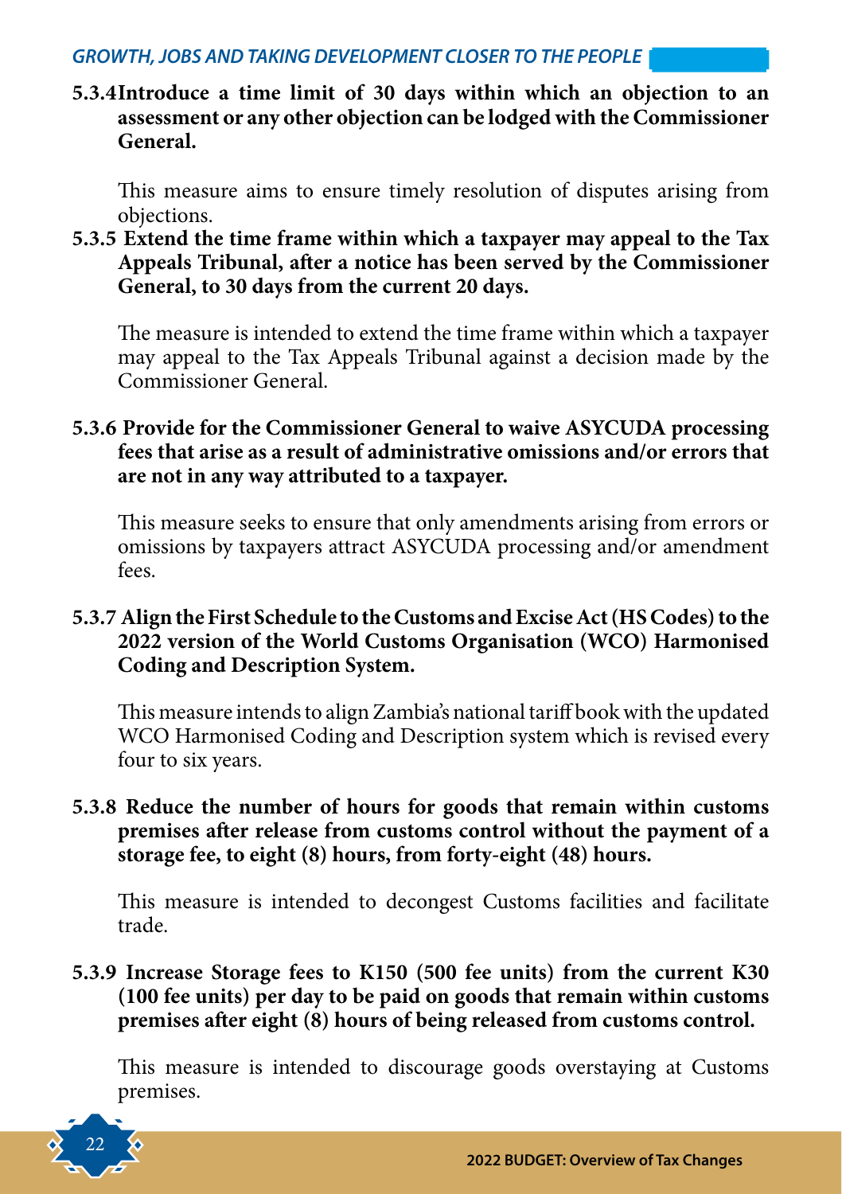**5.3.4 Introduce a time limit of 30 days within which an objection to an assessment or any other objection can be lodged with the Commissioner General.**

This measure aims to ensure timely resolution of disputes arising from objections.

**5.3.5 Extend the time frame within which a taxpayer may appeal to the Tax Appeals Tribunal, after a notice has been served by the Commissioner General, to 30 days from the current 20 days.**

The measure is intended to extend the time frame within which a taxpayer may appeal to the Tax Appeals Tribunal against a decision made by the Commissioner General.

**5.3.6 Provide for the Commissioner General to waive ASYCUDA processing fees that arise as a result of administrative omissions and/or errors that are not in any way attributed to a taxpayer.**

This measure seeks to ensure that only amendments arising from errors or omissions by taxpayers attract ASYCUDA processing and/or amendment fees.

**5.3.7 Align the First Schedule to the Customs and Excise Act (HS Codes) to the 2022 version of the World Customs Organisation (WCO) Harmonised Coding and Description System.**

This measure intends to align Zambia's national tariff book with the updated WCO Harmonised Coding and Description system which is revised every four to six years.

**5.3.8 Reduce the number of hours for goods that remain within customs premises after release from customs control without the payment of a storage fee, to eight (8) hours, from forty-eight (48) hours.**

This measure is intended to decongest Customs facilities and facilitate trade.

**5.3.9 Increase Storage fees to K150 (500 fee units) from the current K30 (100 fee units) per day to be paid on goods that remain within customs premises after eight (8) hours of being released from customs control.**

This measure is intended to discourage goods overstaying at Customs premises.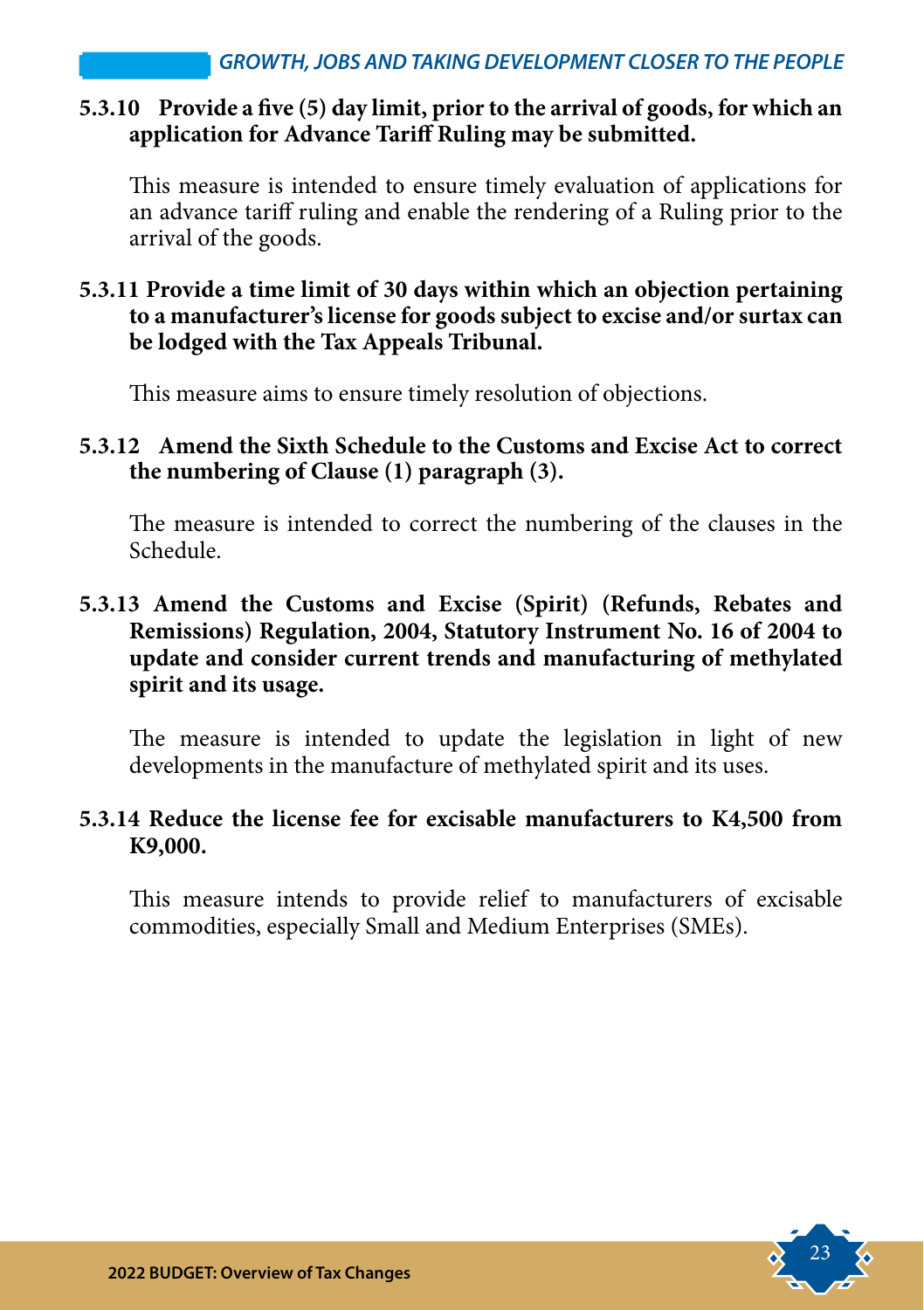### 5.3.10 Provide a five (5) day limit, prior to the arrival of goods, for which an application for Advance Tariff Ruling may be submitted.

This measure is intended to ensure timely evaluation of applications for an advance tariff ruling and enable the rendering of a Ruling prior to the arrival of the goods.

### 5.3.11 Provide a time limit of 30 days within which an objection pertaining to a manufacturer's license for goods subject to excise and/or surtax can be lodged with the Tax Appeals Tribunal.

This measure aims to ensure timely resolution of objections.

### 5.3.12 Amend the Sixth Schedule to the Customs and Excise Act to correct the numbering of Clause (1) paragraph (3).

The measure is intended to correct the numbering of the clauses in the Schedule.

### 5.3.13 Amend the Customs and Excise (Spirit) (Refunds, Rebates and Remissions) Regulation, 2004, Statutory Instrument No. 16 of 2004 to update and consider current trends and manufacturing of methylated spirit and its usage.

The measure is intended to update the legislation in light of new developments in the manufacture of methylated spirit and its uses.

### 5.3.14 Reduce the license fee for excisable manufacturers to K4,500 from K9,000.

This measure intends to provide relief to manufacturers of excisable commodities, especially Small and Medium Enterprises (SMEs).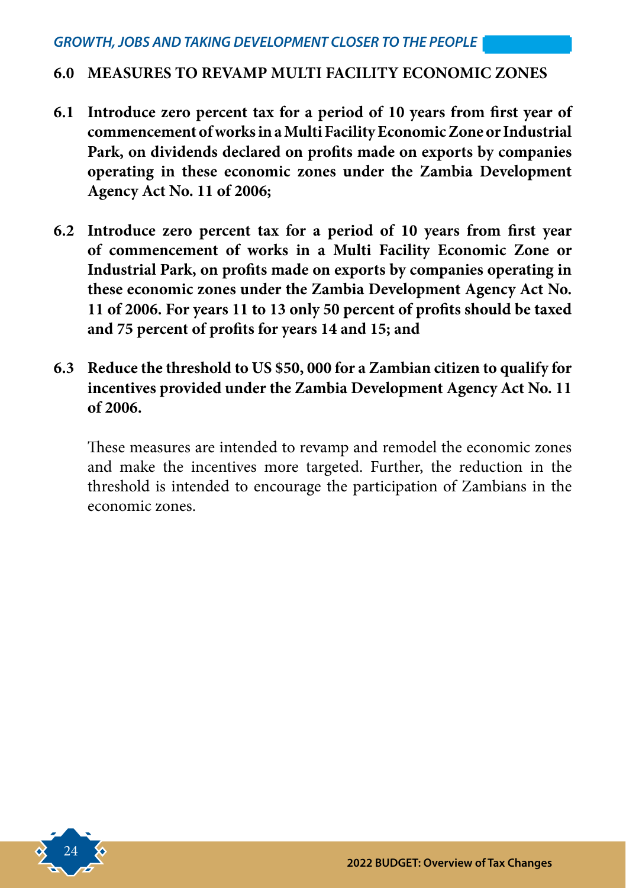## 6.0 MEASURES TO REVAMP MULTI FACILITY ECONOMIC ZONES

**6.1 Introduce zero percent tax for a period of 10 years from first year of commencement of works in a Multi Facility Economic Zone or Industrial Park, on dividends declared on profits made on exports by companies operating in these economic zones under the Zambia Development Agency Act No. 11 of 2006;**

**6.2 Introduce zero percent tax for a period of 10 years from first year of commencement of works in a Multi Facility Economic Zone or Industrial Park, on profits made on exports by companies operating in these economic zones under the Zambia Development Agency Act No. 11 of 2006. For years 11 to 13 only 50 percent of profits should be taxed and 75 percent of profits for years 14 and 15; and**

**6.3 Reduce the threshold to US $50, 000 for a Zambian citizen to qualify for incentives provided under the Zambia Development Agency Act No. 11 of 2006.**

These measures are intended to revamp and remodel the economic zones and make the incentives more targeted. Further, the reduction in the threshold is intended to encourage the participation of Zambians in the economic zones.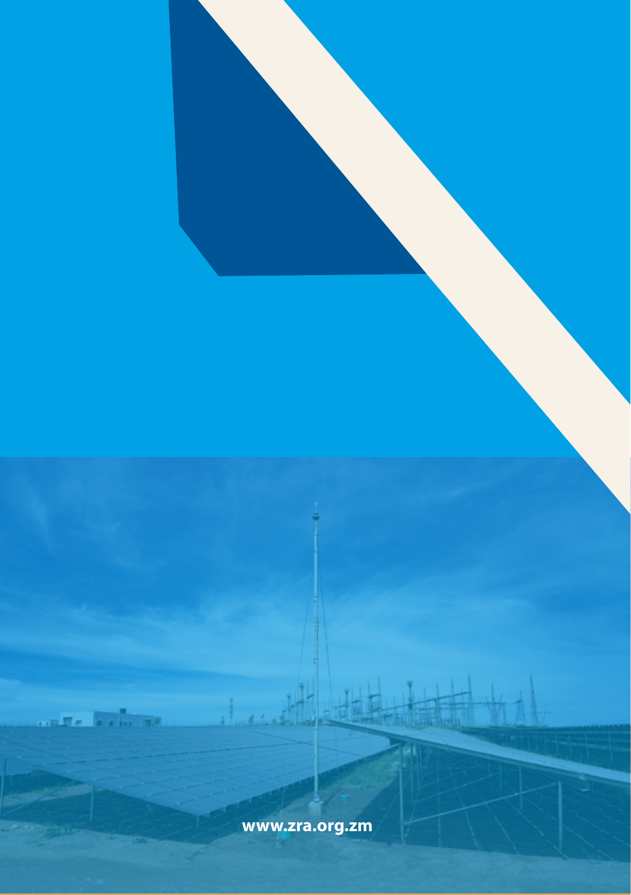www.zra.org.zm